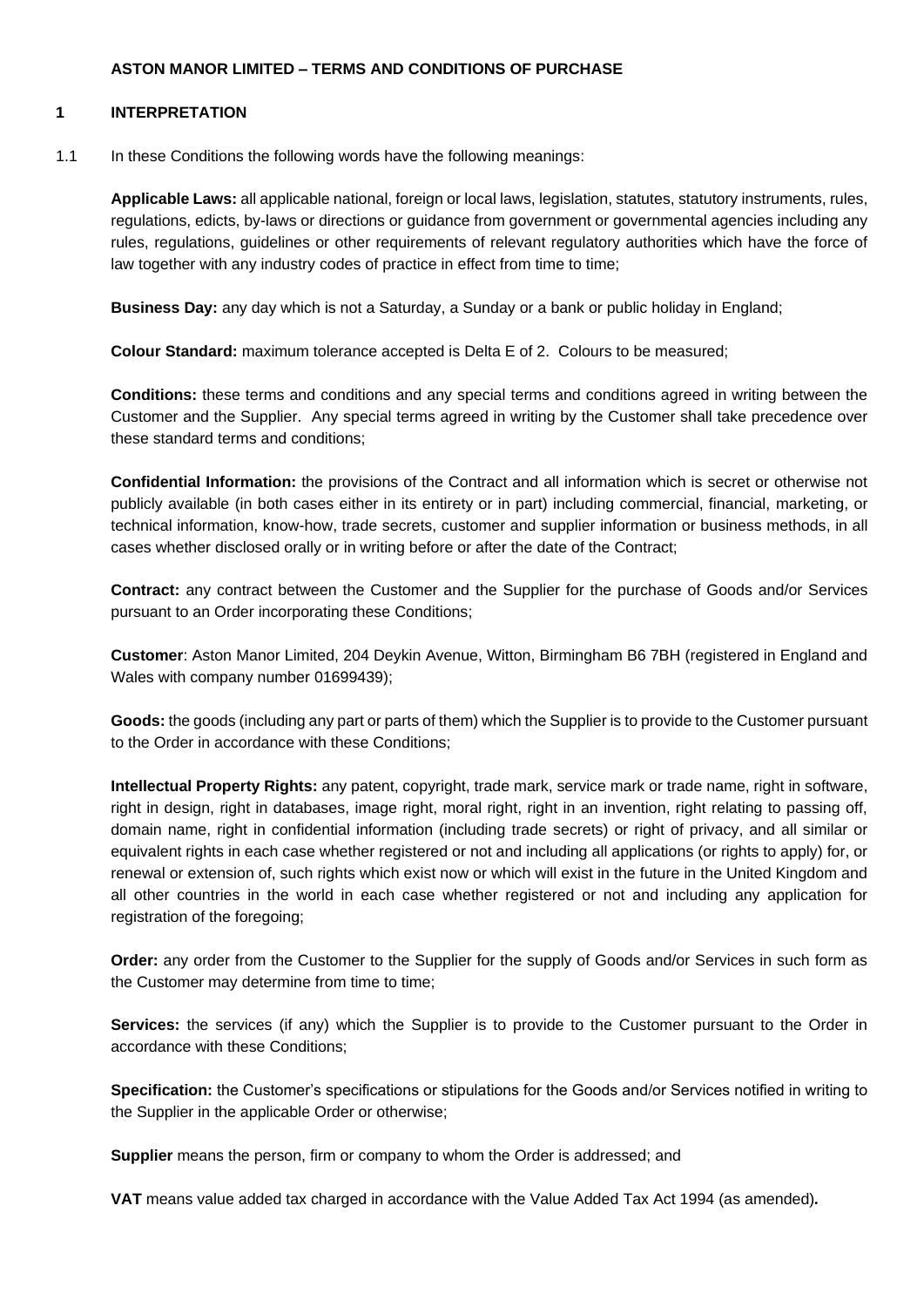# ASTON MANOR LIMITED – TERMS AND CONDITIONS OF PURCHASE

## 1 INTERPRETATION

1.1 In these Conditions the following words have the following meanings:

**Applicable Laws:** all applicable national, foreign or local laws, legislation, statutes, statutory instruments, rules, regulations, edicts, by-laws or directions or guidance from government or governmental agencies including any rules, regulations, guidelines or other requirements of relevant regulatory authorities which have the force of law together with any industry codes of practice in effect from time to time;

**Business Day:** any day which is not a Saturday, a Sunday or a bank or public holiday in England;

**Colour Standard:** maximum tolerance accepted is Delta E of 2. Colours to be measured;

**Conditions:** these terms and conditions and any special terms and conditions agreed in writing between the Customer and the Supplier. Any special terms agreed in writing by the Customer shall take precedence over these standard terms and conditions;

**Confidential Information:** the provisions of the Contract and all information which is secret or otherwise not publicly available (in both cases either in its entirety or in part) including commercial, financial, marketing, or technical information, know-how, trade secrets, customer and supplier information or business methods, in all cases whether disclosed orally or in writing before or after the date of the Contract;

**Contract:** any contract between the Customer and the Supplier for the purchase of Goods and/or Services pursuant to an Order incorporating these Conditions;

**Customer**: Aston Manor Limited, 204 Deykin Avenue, Witton, Birmingham B6 7BH (registered in England and Wales with company number 01699439);

**Goods:** the goods (including any part or parts of them) which the Supplier is to provide to the Customer pursuant to the Order in accordance with these Conditions;

**Intellectual Property Rights:** any patent, copyright, trade mark, service mark or trade name, right in software, right in design, right in databases, image right, moral right, right in an invention, right relating to passing off, domain name, right in confidential information (including trade secrets) or right of privacy, and all similar or equivalent rights in each case whether registered or not and including all applications (or rights to apply) for, or renewal or extension of, such rights which exist now or which will exist in the future in the United Kingdom and all other countries in the world in each case whether registered or not and including any application for registration of the foregoing;

**Order:** any order from the Customer to the Supplier for the supply of Goods and/or Services in such form as the Customer may determine from time to time;

**Services:** the services (if any) which the Supplier is to provide to the Customer pursuant to the Order in accordance with these Conditions;

**Specification:** the Customer's specifications or stipulations for the Goods and/or Services notified in writing to the Supplier in the applicable Order or otherwise;

**Supplier** means the person, firm or company to whom the Order is addressed; and

**VAT** means value added tax charged in accordance with the Value Added Tax Act 1994 (as amended)**.**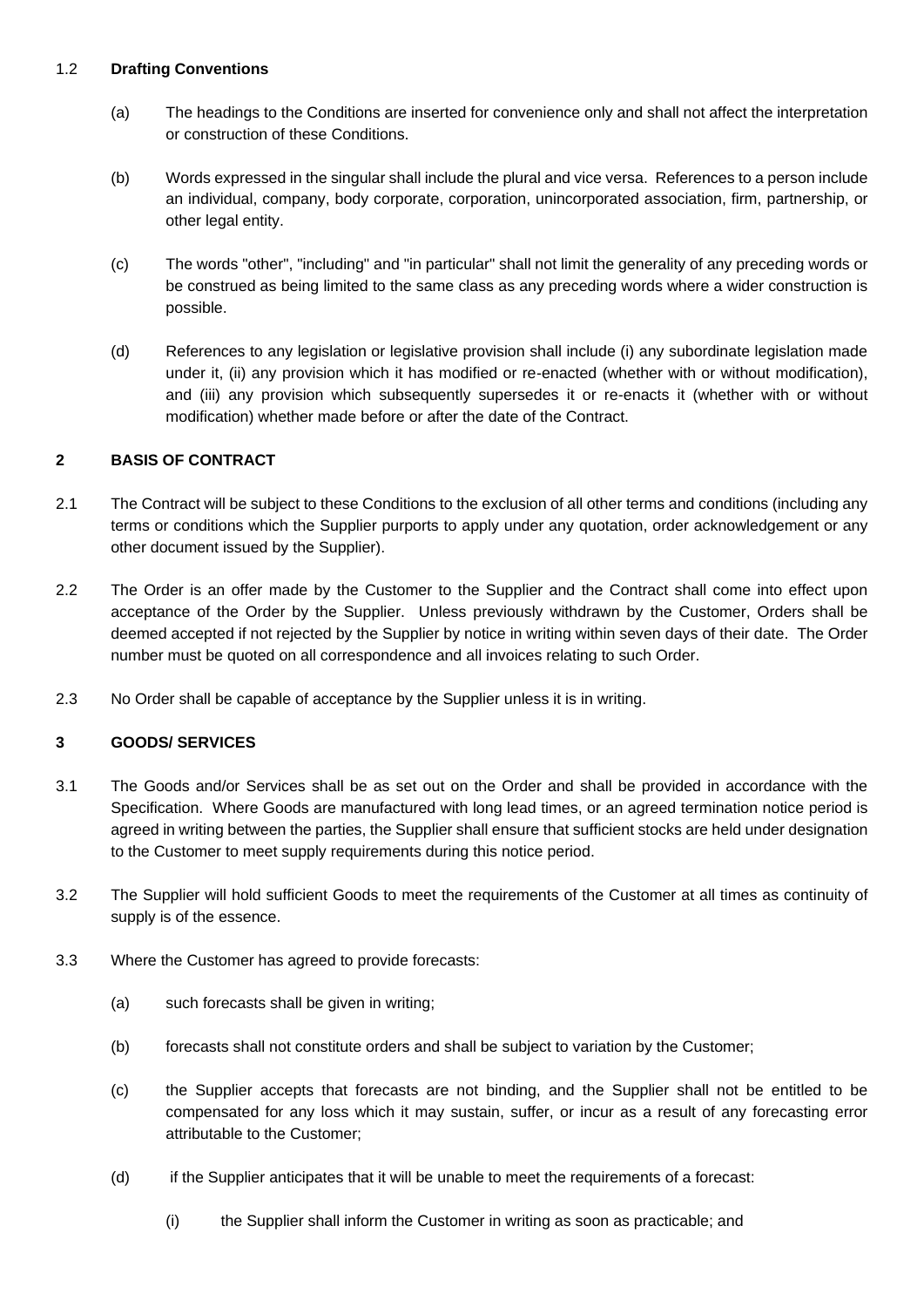### 1.2 **Drafting Conventions**

(a) The headings to the Conditions are inserted for convenience only and shall not affect the interpretation or construction of these Conditions.

(b) Words expressed in the singular shall include the plural and vice versa. References to a person include an individual, company, body corporate, corporation, unincorporated association, firm, partnership, or other legal entity.

(c) The words "other", "including" and "in particular" shall not limit the generality of any preceding words or be construed as being limited to the same class as any preceding words where a wider construction is possible.

(d) References to any legislation or legislative provision shall include (i) any subordinate legislation made under it, (ii) any provision which it has modified or re-enacted (whether with or without modification), and (iii) any provision which subsequently supersedes it or re-enacts it (whether with or without modification) whether made before or after the date of the Contract.

## 2 BASIS OF CONTRACT

2.1 The Contract will be subject to these Conditions to the exclusion of all other terms and conditions (including any terms or conditions which the Supplier purports to apply under any quotation, order acknowledgement or any other document issued by the Supplier).

2.2 The Order is an offer made by the Customer to the Supplier and the Contract shall come into effect upon acceptance of the Order by the Supplier. Unless previously withdrawn by the Customer, Orders shall be deemed accepted if not rejected by the Supplier by notice in writing within seven days of their date. The Order number must be quoted on all correspondence and all invoices relating to such Order.

2.3 No Order shall be capable of acceptance by the Supplier unless it is in writing.

## 3 GOODS/ SERVICES

3.1 The Goods and/or Services shall be as set out on the Order and shall be provided in accordance with the Specification. Where Goods are manufactured with long lead times, or an agreed termination notice period is agreed in writing between the parties, the Supplier shall ensure that sufficient stocks are held under designation to the Customer to meet supply requirements during this notice period.

3.2 The Supplier will hold sufficient Goods to meet the requirements of the Customer at all times as continuity of supply is of the essence.

3.3 Where the Customer has agreed to provide forecasts:

(a) such forecasts shall be given in writing;

(b) forecasts shall not constitute orders and shall be subject to variation by the Customer;

(c) the Supplier accepts that forecasts are not binding, and the Supplier shall not be entitled to be compensated for any loss which it may sustain, suffer, or incur as a result of any forecasting error attributable to the Customer;

(d) if the Supplier anticipates that it will be unable to meet the requirements of a forecast:

(i) the Supplier shall inform the Customer in writing as soon as practicable; and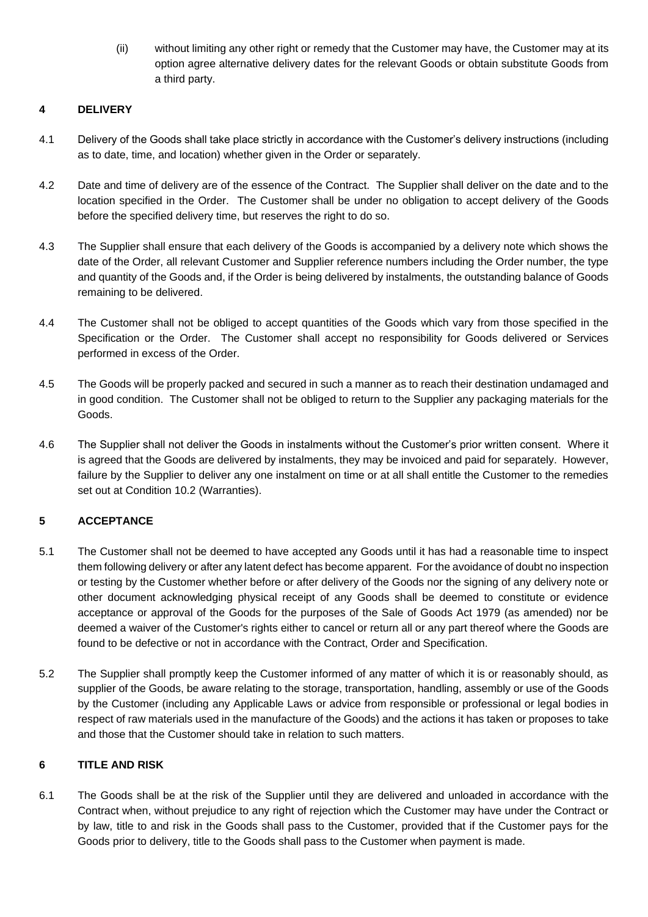(ii) without limiting any other right or remedy that the Customer may have, the Customer may at its option agree alternative delivery dates for the relevant Goods or obtain substitute Goods from a third party.

## 4 DELIVERY

4.1 Delivery of the Goods shall take place strictly in accordance with the Customer's delivery instructions (including as to date, time, and location) whether given in the Order or separately.

4.2 Date and time of delivery are of the essence of the Contract. The Supplier shall deliver on the date and to the location specified in the Order. The Customer shall be under no obligation to accept delivery of the Goods before the specified delivery time, but reserves the right to do so.

4.3 The Supplier shall ensure that each delivery of the Goods is accompanied by a delivery note which shows the date of the Order, all relevant Customer and Supplier reference numbers including the Order number, the type and quantity of the Goods and, if the Order is being delivered by instalments, the outstanding balance of Goods remaining to be delivered.

4.4 The Customer shall not be obliged to accept quantities of the Goods which vary from those specified in the Specification or the Order. The Customer shall accept no responsibility for Goods delivered or Services performed in excess of the Order.

4.5 The Goods will be properly packed and secured in such a manner as to reach their destination undamaged and in good condition. The Customer shall not be obliged to return to the Supplier any packaging materials for the Goods.

4.6 The Supplier shall not deliver the Goods in instalments without the Customer's prior written consent. Where it is agreed that the Goods are delivered by instalments, they may be invoiced and paid for separately. However, failure by the Supplier to deliver any one instalment on time or at all shall entitle the Customer to the remedies set out at Condition 10.2 (Warranties).

## 5 ACCEPTANCE

5.1 The Customer shall not be deemed to have accepted any Goods until it has had a reasonable time to inspect them following delivery or after any latent defect has become apparent. For the avoidance of doubt no inspection or testing by the Customer whether before or after delivery of the Goods nor the signing of any delivery note or other document acknowledging physical receipt of any Goods shall be deemed to constitute or evidence acceptance or approval of the Goods for the purposes of the Sale of Goods Act 1979 (as amended) nor be deemed a waiver of the Customer's rights either to cancel or return all or any part thereof where the Goods are found to be defective or not in accordance with the Contract, Order and Specification.

5.2 The Supplier shall promptly keep the Customer informed of any matter of which it is or reasonably should, as supplier of the Goods, be aware relating to the storage, transportation, handling, assembly or use of the Goods by the Customer (including any Applicable Laws or advice from responsible or professional or legal bodies in respect of raw materials used in the manufacture of the Goods) and the actions it has taken or proposes to take and those that the Customer should take in relation to such matters.

## 6 TITLE AND RISK

6.1 The Goods shall be at the risk of the Supplier until they are delivered and unloaded in accordance with the Contract when, without prejudice to any right of rejection which the Customer may have under the Contract or by law, title to and risk in the Goods shall pass to the Customer, provided that if the Customer pays for the Goods prior to delivery, title to the Goods shall pass to the Customer when payment is made.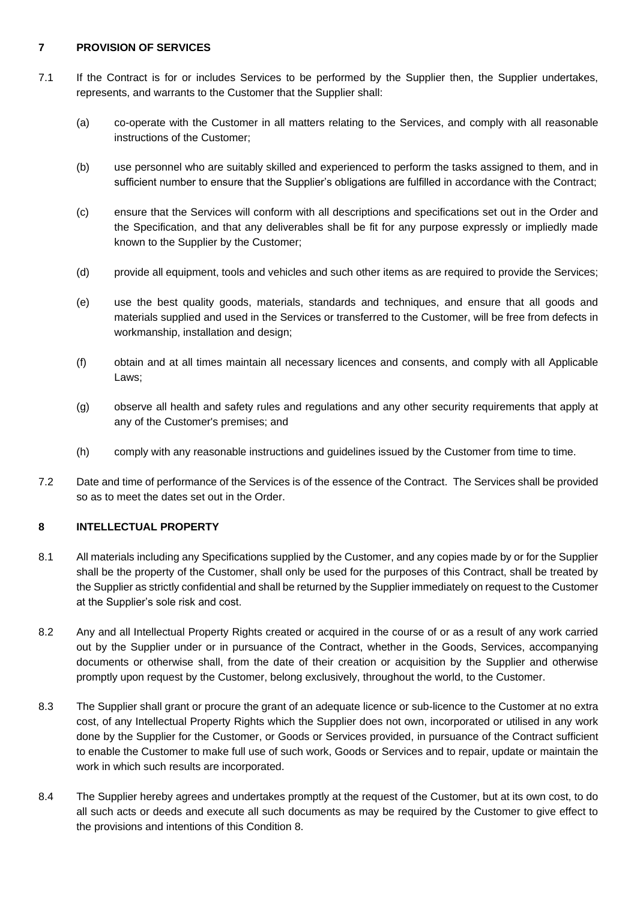## 7 PROVISION OF SERVICES

7.1 If the Contract is for or includes Services to be performed by the Supplier then, the Supplier undertakes, represents, and warrants to the Customer that the Supplier shall:

(a) co-operate with the Customer in all matters relating to the Services, and comply with all reasonable instructions of the Customer;

(b) use personnel who are suitably skilled and experienced to perform the tasks assigned to them, and in sufficient number to ensure that the Supplier's obligations are fulfilled in accordance with the Contract;

(c) ensure that the Services will conform with all descriptions and specifications set out in the Order and the Specification, and that any deliverables shall be fit for any purpose expressly or impliedly made known to the Supplier by the Customer;

(d) provide all equipment, tools and vehicles and such other items as are required to provide the Services;

(e) use the best quality goods, materials, standards and techniques, and ensure that all goods and materials supplied and used in the Services or transferred to the Customer, will be free from defects in workmanship, installation and design;

(f) obtain and at all times maintain all necessary licences and consents, and comply with all Applicable Laws;

(g) observe all health and safety rules and regulations and any other security requirements that apply at any of the Customer's premises; and

(h) comply with any reasonable instructions and guidelines issued by the Customer from time to time.

7.2 Date and time of performance of the Services is of the essence of the Contract. The Services shall be provided so as to meet the dates set out in the Order.

## 8 INTELLECTUAL PROPERTY

8.1 All materials including any Specifications supplied by the Customer, and any copies made by or for the Supplier shall be the property of the Customer, shall only be used for the purposes of this Contract, shall be treated by the Supplier as strictly confidential and shall be returned by the Supplier immediately on request to the Customer at the Supplier's sole risk and cost.

8.2 Any and all Intellectual Property Rights created or acquired in the course of or as a result of any work carried out by the Supplier under or in pursuance of the Contract, whether in the Goods, Services, accompanying documents or otherwise shall, from the date of their creation or acquisition by the Supplier and otherwise promptly upon request by the Customer, belong exclusively, throughout the world, to the Customer.

8.3 The Supplier shall grant or procure the grant of an adequate licence or sub-licence to the Customer at no extra cost, of any Intellectual Property Rights which the Supplier does not own, incorporated or utilised in any work done by the Supplier for the Customer, or Goods or Services provided, in pursuance of the Contract sufficient to enable the Customer to make full use of such work, Goods or Services and to repair, update or maintain the work in which such results are incorporated.

8.4 The Supplier hereby agrees and undertakes promptly at the request of the Customer, but at its own cost, to do all such acts or deeds and execute all such documents as may be required by the Customer to give effect to the provisions and intentions of this Condition 8.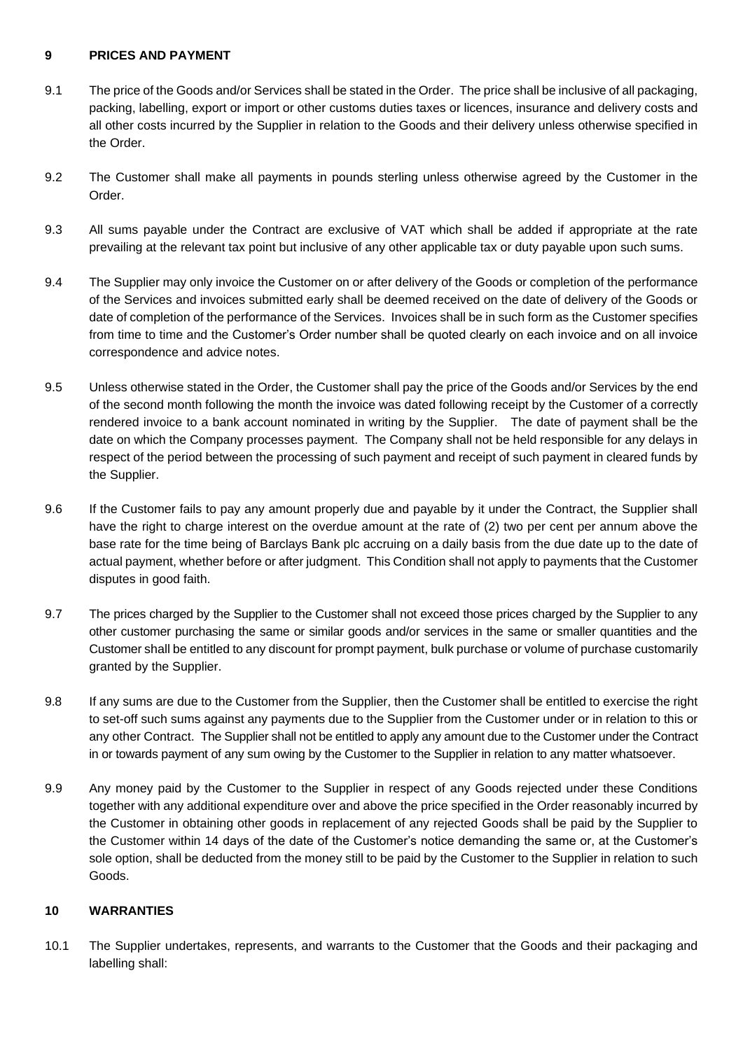## 9 PRICES AND PAYMENT

9.1 The price of the Goods and/or Services shall be stated in the Order. The price shall be inclusive of all packaging, packing, labelling, export or import or other customs duties taxes or licences, insurance and delivery costs and all other costs incurred by the Supplier in relation to the Goods and their delivery unless otherwise specified in the Order.

9.2 The Customer shall make all payments in pounds sterling unless otherwise agreed by the Customer in the Order.

9.3 All sums payable under the Contract are exclusive of VAT which shall be added if appropriate at the rate prevailing at the relevant tax point but inclusive of any other applicable tax or duty payable upon such sums.

9.4 The Supplier may only invoice the Customer on or after delivery of the Goods or completion of the performance of the Services and invoices submitted early shall be deemed received on the date of delivery of the Goods or date of completion of the performance of the Services. Invoices shall be in such form as the Customer specifies from time to time and the Customer's Order number shall be quoted clearly on each invoice and on all invoice correspondence and advice notes.

9.5 Unless otherwise stated in the Order, the Customer shall pay the price of the Goods and/or Services by the end of the second month following the month the invoice was dated following receipt by the Customer of a correctly rendered invoice to a bank account nominated in writing by the Supplier. The date of payment shall be the date on which the Company processes payment. The Company shall not be held responsible for any delays in respect of the period between the processing of such payment and receipt of such payment in cleared funds by the Supplier.

9.6 If the Customer fails to pay any amount properly due and payable by it under the Contract, the Supplier shall have the right to charge interest on the overdue amount at the rate of (2) two per cent per annum above the base rate for the time being of Barclays Bank plc accruing on a daily basis from the due date up to the date of actual payment, whether before or after judgment. This Condition shall not apply to payments that the Customer disputes in good faith.

9.7 The prices charged by the Supplier to the Customer shall not exceed those prices charged by the Supplier to any other customer purchasing the same or similar goods and/or services in the same or smaller quantities and the Customer shall be entitled to any discount for prompt payment, bulk purchase or volume of purchase customarily granted by the Supplier.

9.8 If any sums are due to the Customer from the Supplier, then the Customer shall be entitled to exercise the right to set-off such sums against any payments due to the Supplier from the Customer under or in relation to this or any other Contract. The Supplier shall not be entitled to apply any amount due to the Customer under the Contract in or towards payment of any sum owing by the Customer to the Supplier in relation to any matter whatsoever.

9.9 Any money paid by the Customer to the Supplier in respect of any Goods rejected under these Conditions together with any additional expenditure over and above the price specified in the Order reasonably incurred by the Customer in obtaining other goods in replacement of any rejected Goods shall be paid by the Supplier to the Customer within 14 days of the date of the Customer's notice demanding the same or, at the Customer's sole option, shall be deducted from the money still to be paid by the Customer to the Supplier in relation to such Goods.

## 10 WARRANTIES

10.1 The Supplier undertakes, represents, and warrants to the Customer that the Goods and their packaging and labelling shall: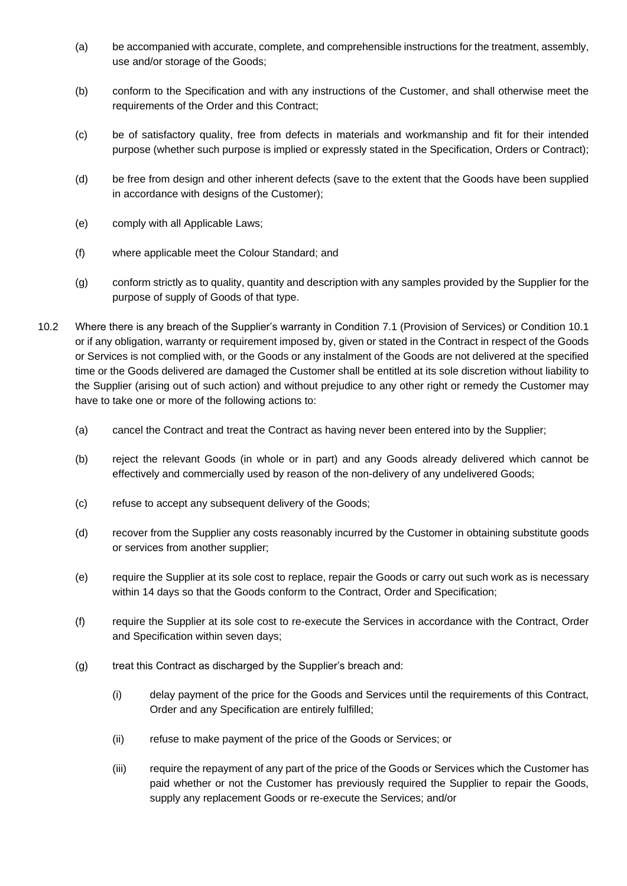(a) be accompanied with accurate, complete, and comprehensible instructions for the treatment, assembly, use and/or storage of the Goods;

(b) conform to the Specification and with any instructions of the Customer, and shall otherwise meet the requirements of the Order and this Contract;

(c) be of satisfactory quality, free from defects in materials and workmanship and fit for their intended purpose (whether such purpose is implied or expressly stated in the Specification, Orders or Contract);

(d) be free from design and other inherent defects (save to the extent that the Goods have been supplied in accordance with designs of the Customer);

(e) comply with all Applicable Laws;

(f) where applicable meet the Colour Standard; and

(g) conform strictly as to quality, quantity and description with any samples provided by the Supplier for the purpose of supply of Goods of that type.

10.2 Where there is any breach of the Supplier's warranty in Condition 7.1 (Provision of Services) or Condition 10.1 or if any obligation, warranty or requirement imposed by, given or stated in the Contract in respect of the Goods or Services is not complied with, or the Goods or any instalment of the Goods are not delivered at the specified time or the Goods delivered are damaged the Customer shall be entitled at its sole discretion without liability to the Supplier (arising out of such action) and without prejudice to any other right or remedy the Customer may have to take one or more of the following actions to:

(a) cancel the Contract and treat the Contract as having never been entered into by the Supplier;

(b) reject the relevant Goods (in whole or in part) and any Goods already delivered which cannot be effectively and commercially used by reason of the non-delivery of any undelivered Goods;

(c) refuse to accept any subsequent delivery of the Goods;

(d) recover from the Supplier any costs reasonably incurred by the Customer in obtaining substitute goods or services from another supplier;

(e) require the Supplier at its sole cost to replace, repair the Goods or carry out such work as is necessary within 14 days so that the Goods conform to the Contract, Order and Specification;

(f) require the Supplier at its sole cost to re-execute the Services in accordance with the Contract, Order and Specification within seven days;

(g) treat this Contract as discharged by the Supplier's breach and:

   (i) delay payment of the price for the Goods and Services until the requirements of this Contract, Order and any Specification are entirely fulfilled;

   (ii) refuse to make payment of the price of the Goods or Services; or

   (iii) require the repayment of any part of the price of the Goods or Services which the Customer has paid whether or not the Customer has previously required the Supplier to repair the Goods, supply any replacement Goods or re-execute the Services; and/or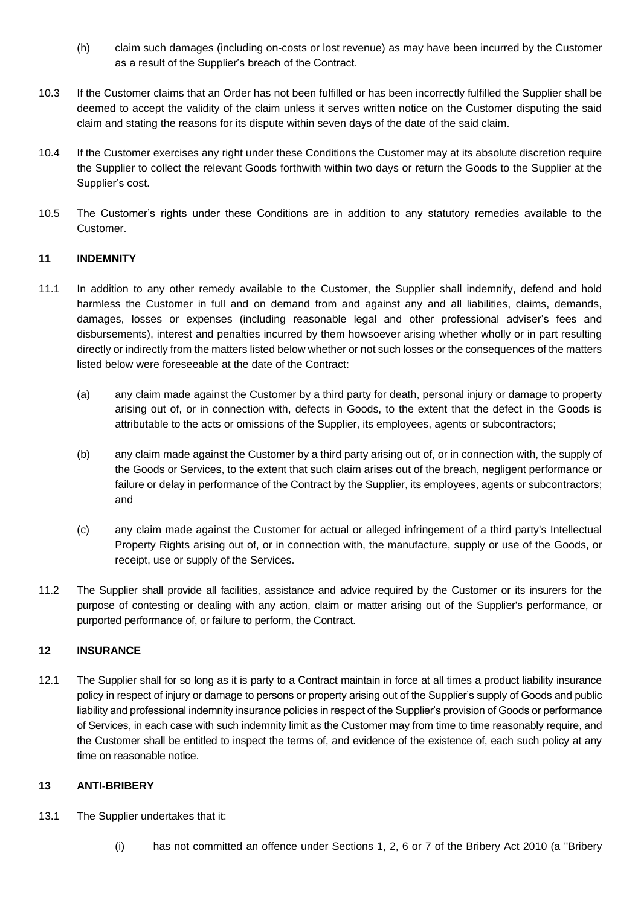(h) claim such damages (including on-costs or lost revenue) as may have been incurred by the Customer as a result of the Supplier's breach of the Contract.

10.3 If the Customer claims that an Order has not been fulfilled or has been incorrectly fulfilled the Supplier shall be deemed to accept the validity of the claim unless it serves written notice on the Customer disputing the said claim and stating the reasons for its dispute within seven days of the date of the said claim.

10.4 If the Customer exercises any right under these Conditions the Customer may at its absolute discretion require the Supplier to collect the relevant Goods forthwith within two days or return the Goods to the Supplier at the Supplier's cost.

10.5 The Customer's rights under these Conditions are in addition to any statutory remedies available to the Customer.

**11 INDEMNITY**

11.1 In addition to any other remedy available to the Customer, the Supplier shall indemnify, defend and hold harmless the Customer in full and on demand from and against any and all liabilities, claims, demands, damages, losses or expenses (including reasonable legal and other professional adviser's fees and disbursements), interest and penalties incurred by them howsoever arising whether wholly or in part resulting directly or indirectly from the matters listed below whether or not such losses or the consequences of the matters listed below were foreseeable at the date of the Contract:

(a) any claim made against the Customer by a third party for death, personal injury or damage to property arising out of, or in connection with, defects in Goods, to the extent that the defect in the Goods is attributable to the acts or omissions of the Supplier, its employees, agents or subcontractors;

(b) any claim made against the Customer by a third party arising out of, or in connection with, the supply of the Goods or Services, to the extent that such claim arises out of the breach, negligent performance or failure or delay in performance of the Contract by the Supplier, its employees, agents or subcontractors; and

(c) any claim made against the Customer for actual or alleged infringement of a third party's Intellectual Property Rights arising out of, or in connection with, the manufacture, supply or use of the Goods, or receipt, use or supply of the Services.

11.2 The Supplier shall provide all facilities, assistance and advice required by the Customer or its insurers for the purpose of contesting or dealing with any action, claim or matter arising out of the Supplier's performance, or purported performance of, or failure to perform, the Contract.

**12 INSURANCE**

12.1 The Supplier shall for so long as it is party to a Contract maintain in force at all times a product liability insurance policy in respect of injury or damage to persons or property arising out of the Supplier's supply of Goods and public liability and professional indemnity insurance policies in respect of the Supplier's provision of Goods or performance of Services, in each case with such indemnity limit as the Customer may from time to time reasonably require, and the Customer shall be entitled to inspect the terms of, and evidence of the existence of, each such policy at any time on reasonable notice.

**13 ANTI-BRIBERY**

13.1 The Supplier undertakes that it:

(i) has not committed an offence under Sections 1, 2, 6 or 7 of the Bribery Act 2010 (a "Bribery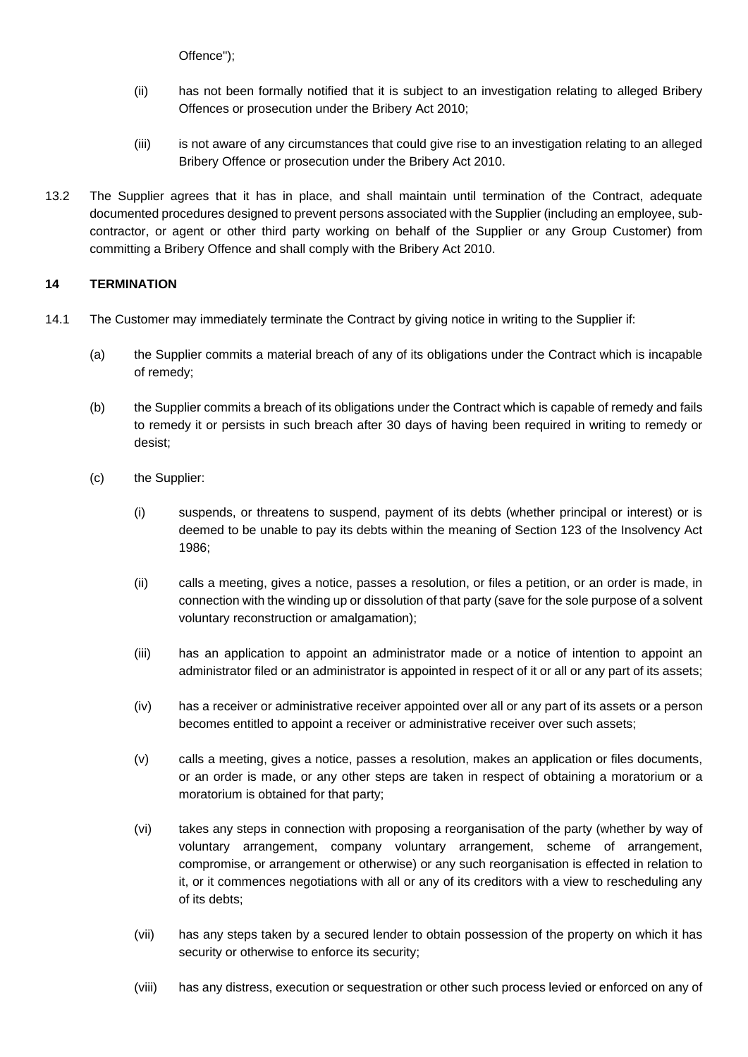Offence");

(ii) has not been formally notified that it is subject to an investigation relating to alleged Bribery Offences or prosecution under the Bribery Act 2010;

(iii) is not aware of any circumstances that could give rise to an investigation relating to an alleged Bribery Offence or prosecution under the Bribery Act 2010.

13.2 The Supplier agrees that it has in place, and shall maintain until termination of the Contract, adequate documented procedures designed to prevent persons associated with the Supplier (including an employee, sub-contractor, or agent or other third party working on behalf of the Supplier or any Group Customer) from committing a Bribery Offence and shall comply with the Bribery Act 2010.

## 14 TERMINATION

14.1 The Customer may immediately terminate the Contract by giving notice in writing to the Supplier if:

(a) the Supplier commits a material breach of any of its obligations under the Contract which is incapable of remedy;

(b) the Supplier commits a breach of its obligations under the Contract which is capable of remedy and fails to remedy it or persists in such breach after 30 days of having been required in writing to remedy or desist;

(c) the Supplier:

(i) suspends, or threatens to suspend, payment of its debts (whether principal or interest) or is deemed to be unable to pay its debts within the meaning of Section 123 of the Insolvency Act 1986;

(ii) calls a meeting, gives a notice, passes a resolution, or files a petition, or an order is made, in connection with the winding up or dissolution of that party (save for the sole purpose of a solvent voluntary reconstruction or amalgamation);

(iii) has an application to appoint an administrator made or a notice of intention to appoint an administrator filed or an administrator is appointed in respect of it or all or any part of its assets;

(iv) has a receiver or administrative receiver appointed over all or any part of its assets or a person becomes entitled to appoint a receiver or administrative receiver over such assets;

(v) calls a meeting, gives a notice, passes a resolution, makes an application or files documents, or an order is made, or any other steps are taken in respect of obtaining a moratorium or a moratorium is obtained for that party;

(vi) takes any steps in connection with proposing a reorganisation of the party (whether by way of voluntary arrangement, company voluntary arrangement, scheme of arrangement, compromise, or arrangement or otherwise) or any such reorganisation is effected in relation to it, or it commences negotiations with all or any of its creditors with a view to rescheduling any of its debts;

(vii) has any steps taken by a secured lender to obtain possession of the property on which it has security or otherwise to enforce its security;

(viii) has any distress, execution or sequestration or other such process levied or enforced on any of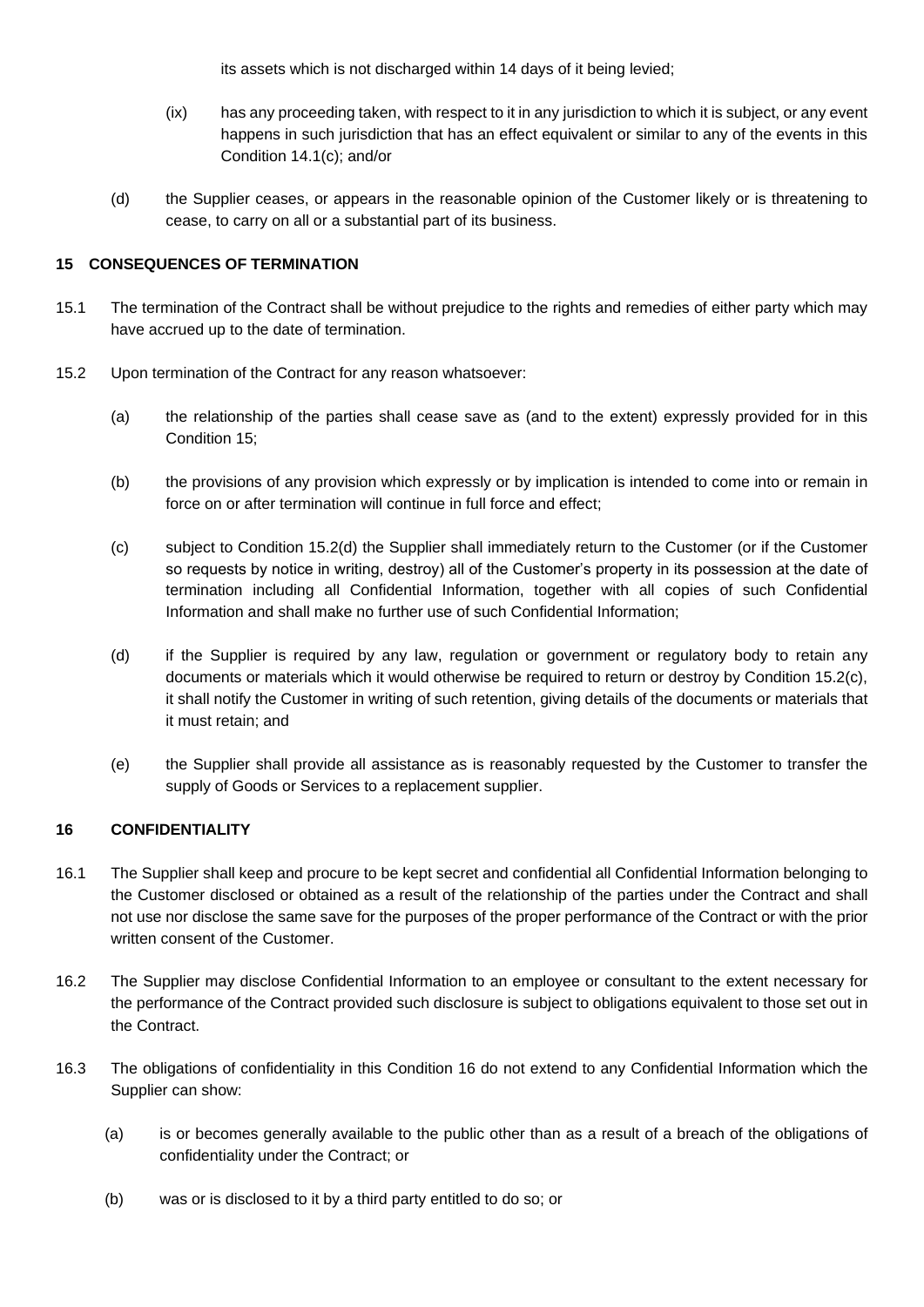its assets which is not discharged within 14 days of it being levied;

(ix) has any proceeding taken, with respect to it in any jurisdiction to which it is subject, or any event happens in such jurisdiction that has an effect equivalent or similar to any of the events in this Condition 14.1(c); and/or

(d) the Supplier ceases, or appears in the reasonable opinion of the Customer likely or is threatening to cease, to carry on all or a substantial part of its business.

**15 CONSEQUENCES OF TERMINATION**

15.1 The termination of the Contract shall be without prejudice to the rights and remedies of either party which may have accrued up to the date of termination.

15.2 Upon termination of the Contract for any reason whatsoever:

(a) the relationship of the parties shall cease save as (and to the extent) expressly provided for in this Condition 15;

(b) the provisions of any provision which expressly or by implication is intended to come into or remain in force on or after termination will continue in full force and effect;

(c) subject to Condition 15.2(d) the Supplier shall immediately return to the Customer (or if the Customer so requests by notice in writing, destroy) all of the Customer's property in its possession at the date of termination including all Confidential Information, together with all copies of such Confidential Information and shall make no further use of such Confidential Information;

(d) if the Supplier is required by any law, regulation or government or regulatory body to retain any documents or materials which it would otherwise be required to return or destroy by Condition 15.2(c), it shall notify the Customer in writing of such retention, giving details of the documents or materials that it must retain; and

(e) the Supplier shall provide all assistance as is reasonably requested by the Customer to transfer the supply of Goods or Services to a replacement supplier.

**16 CONFIDENTIALITY**

16.1 The Supplier shall keep and procure to be kept secret and confidential all Confidential Information belonging to the Customer disclosed or obtained as a result of the relationship of the parties under the Contract and shall not use nor disclose the same save for the purposes of the proper performance of the Contract or with the prior written consent of the Customer.

16.2 The Supplier may disclose Confidential Information to an employee or consultant to the extent necessary for the performance of the Contract provided such disclosure is subject to obligations equivalent to those set out in the Contract.

16.3 The obligations of confidentiality in this Condition 16 do not extend to any Confidential Information which the Supplier can show:

(a) is or becomes generally available to the public other than as a result of a breach of the obligations of confidentiality under the Contract; or

(b) was or is disclosed to it by a third party entitled to do so; or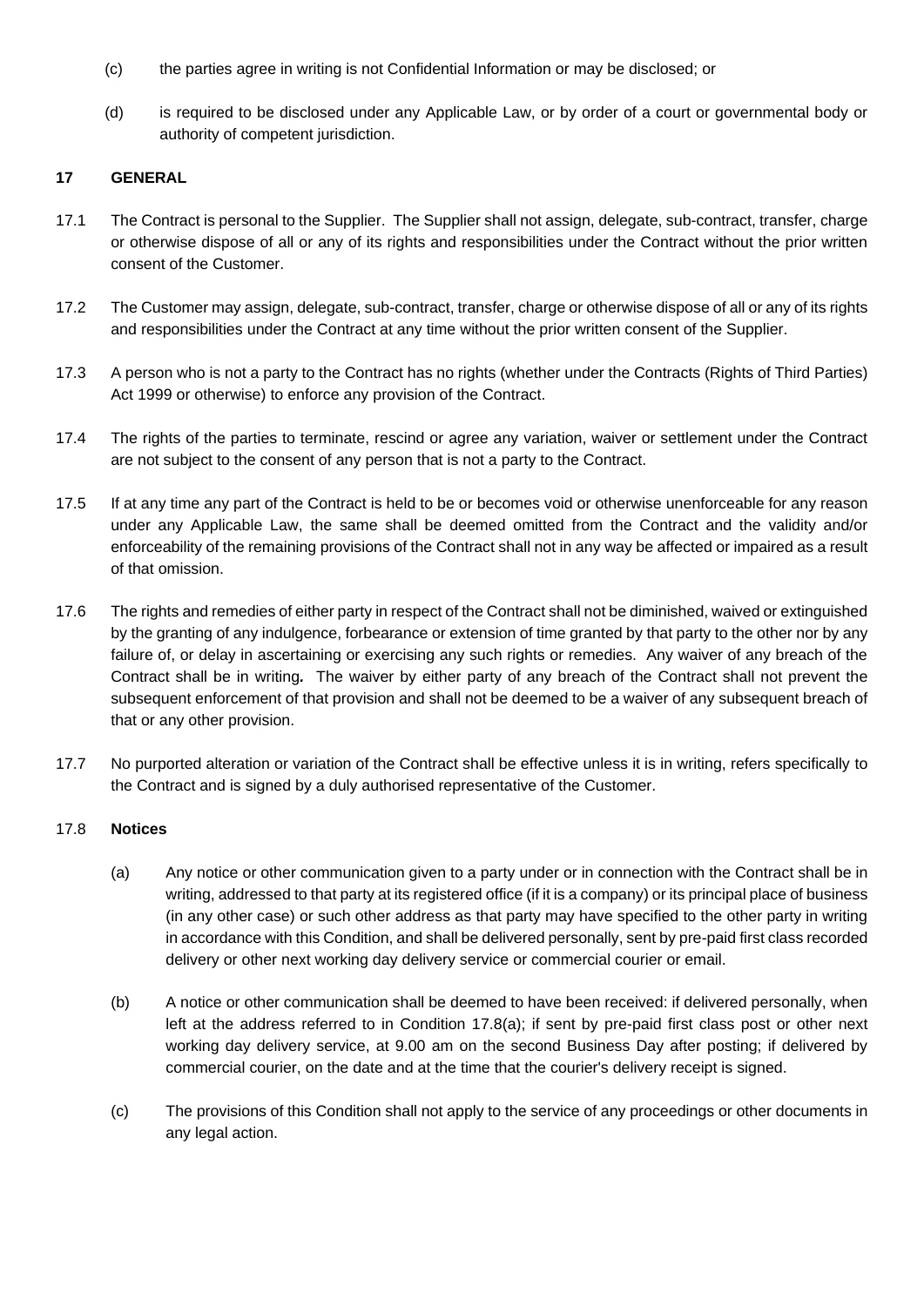(c) the parties agree in writing is not Confidential Information or may be disclosed; or

(d) is required to be disclosed under any Applicable Law, or by order of a court or governmental body or authority of competent jurisdiction.

**17 GENERAL**

17.1 The Contract is personal to the Supplier. The Supplier shall not assign, delegate, sub-contract, transfer, charge or otherwise dispose of all or any of its rights and responsibilities under the Contract without the prior written consent of the Customer.

17.2 The Customer may assign, delegate, sub-contract, transfer, charge or otherwise dispose of all or any of its rights and responsibilities under the Contract at any time without the prior written consent of the Supplier.

17.3 A person who is not a party to the Contract has no rights (whether under the Contracts (Rights of Third Parties) Act 1999 or otherwise) to enforce any provision of the Contract.

17.4 The rights of the parties to terminate, rescind or agree any variation, waiver or settlement under the Contract are not subject to the consent of any person that is not a party to the Contract.

17.5 If at any time any part of the Contract is held to be or becomes void or otherwise unenforceable for any reason under any Applicable Law, the same shall be deemed omitted from the Contract and the validity and/or enforceability of the remaining provisions of the Contract shall not in any way be affected or impaired as a result of that omission.

17.6 The rights and remedies of either party in respect of the Contract shall not be diminished, waived or extinguished by the granting of any indulgence, forbearance or extension of time granted by that party to the other nor by any failure of, or delay in ascertaining or exercising any such rights or remedies. Any waiver of any breach of the Contract shall be in writing**.** The waiver by either party of any breach of the Contract shall not prevent the subsequent enforcement of that provision and shall not be deemed to be a waiver of any subsequent breach of that or any other provision.

17.7 No purported alteration or variation of the Contract shall be effective unless it is in writing, refers specifically to the Contract and is signed by a duly authorised representative of the Customer.

17.8 **Notices**

(a) Any notice or other communication given to a party under or in connection with the Contract shall be in writing, addressed to that party at its registered office (if it is a company) or its principal place of business (in any other case) or such other address as that party may have specified to the other party in writing in accordance with this Condition, and shall be delivered personally, sent by pre-paid first class recorded delivery or other next working day delivery service or commercial courier or email.

(b) A notice or other communication shall be deemed to have been received: if delivered personally, when left at the address referred to in Condition 17.8(a); if sent by pre-paid first class post or other next working day delivery service, at 9.00 am on the second Business Day after posting; if delivered by commercial courier, on the date and at the time that the courier's delivery receipt is signed.

(c) The provisions of this Condition shall not apply to the service of any proceedings or other documents in any legal action.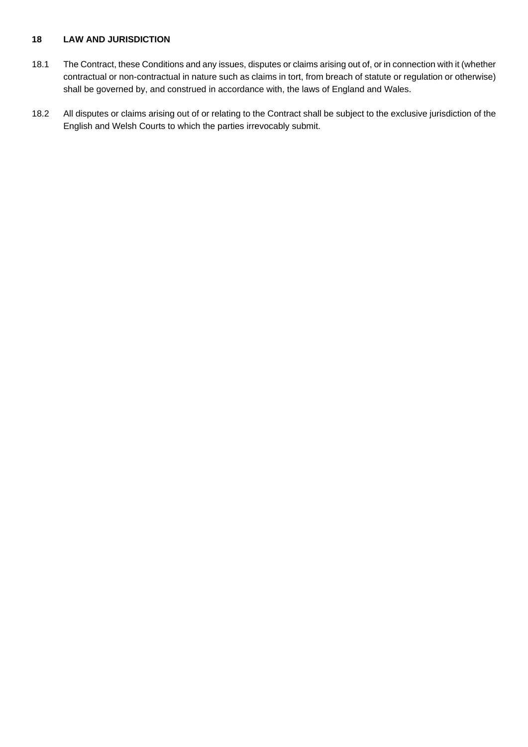## 18 LAW AND JURISDICTION

18.1 The Contract, these Conditions and any issues, disputes or claims arising out of, or in connection with it (whether contractual or non-contractual in nature such as claims in tort, from breach of statute or regulation or otherwise) shall be governed by, and construed in accordance with, the laws of England and Wales.

18.2 All disputes or claims arising out of or relating to the Contract shall be subject to the exclusive jurisdiction of the English and Welsh Courts to which the parties irrevocably submit.